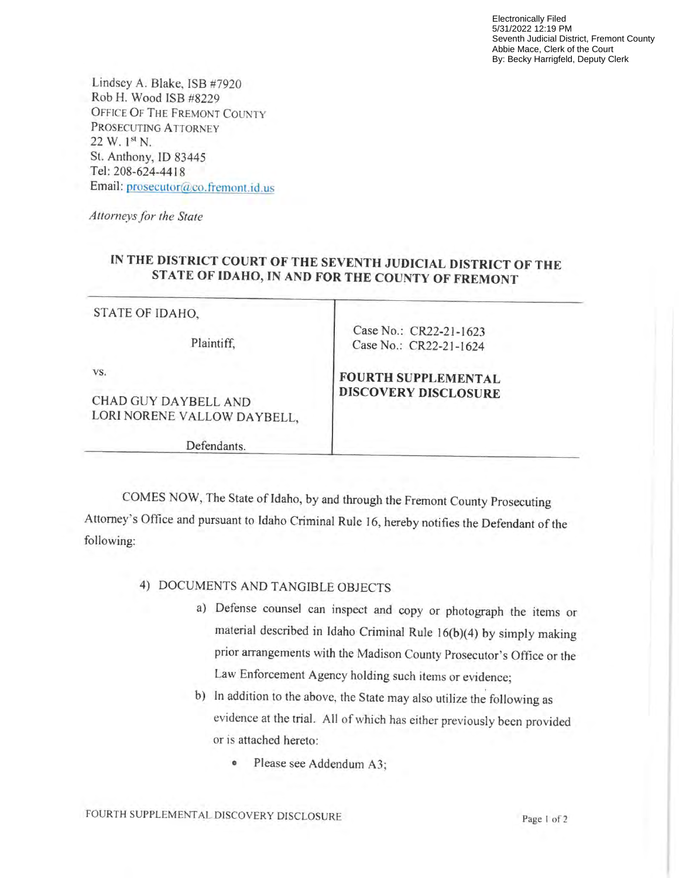Electronically Filed
5/31/2022 12:19 PM
Seventh Judicial District, Fremont County
Abbie Mace, Clerk of the Court
By: Becky Harrigfeld, Deputy Clerk

Lindsey A. Blake, ISB #7920
Rob H. Wood ISB #8229
OFFICE OF THE FREMONT COUNTY
PROSECUTING ATTORNEY
22 W. 1st N.
St. Anthony, ID 83445
Tel: 208-624-4418
Email: prosecutor@co.fremont.id.us

*Attorneys for the State*

**IN THE DISTRICT COURT OF THE SEVENTH JUDICIAL DISTRICT OF THE STATE OF IDAHO, IN AND FOR THE COUNTY OF FREMONT**

| | |
|---|---|
| STATE OF IDAHO,<br><br>Plaintiff,<br><br>vs.<br><br>CHAD GUY DAYBELL AND<br>LORI NORENE VALLOW DAYBELL,<br><br>Defendants. | Case No.: CR22-21-1623<br>Case No.: CR22-21-1624<br><br>**FOURTH SUPPLEMENTAL DISCOVERY DISCLOSURE** |

COMES NOW, The State of Idaho, by and through the Fremont County Prosecuting Attorney's Office and pursuant to Idaho Criminal Rule 16, hereby notifies the Defendant of the following:

4) DOCUMENTS AND TANGIBLE OBJECTS

   a) Defense counsel can inspect and copy or photograph the items or material described in Idaho Criminal Rule 16(b)(4) by simply making prior arrangements with the Madison County Prosecutor's Office or the Law Enforcement Agency holding such items or evidence;

   b) In addition to the above, the State may also utilize the following as evidence at the trial. All of which has either previously been provided or is attached hereto:

      - Please see Addendum A3;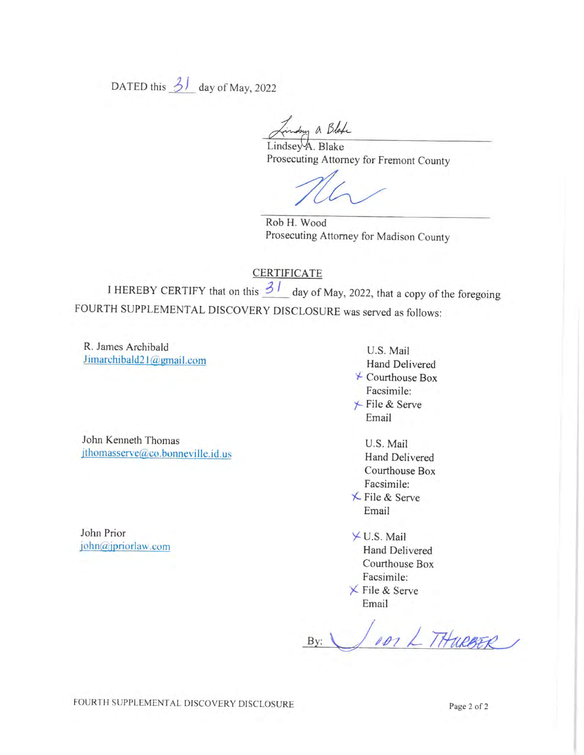DATED this 31 day of May, 2022

Lindsey A. Blake
Prosecuting Attorney for Fremont County

Rob H. Wood
Prosecuting Attorney for Madison County

## CERTIFICATE

I HEREBY CERTIFY that on this 31 day of May, 2022, that a copy of the foregoing FOURTH SUPPLEMENTAL DISCOVERY DISCLOSURE was served as follows:

R. James Archibald
Jimarchibald21@gmail.com

- U.S. Mail
- Hand Delivered
- X Courthouse Box
- Facsimile:
- X File & Serve
- Email

John Kenneth Thomas
jthomasserve@co.bonneville.id.us

- U.S. Mail
- Hand Delivered
- Courthouse Box
- Facsimile:
- X File & Serve
- Email

John Prior
john@jpriorlaw.com

- X U.S. Mail
- Hand Delivered
- Courthouse Box
- Facsimile:
- X File & Serve
- Email

By: Jodi L Thurber